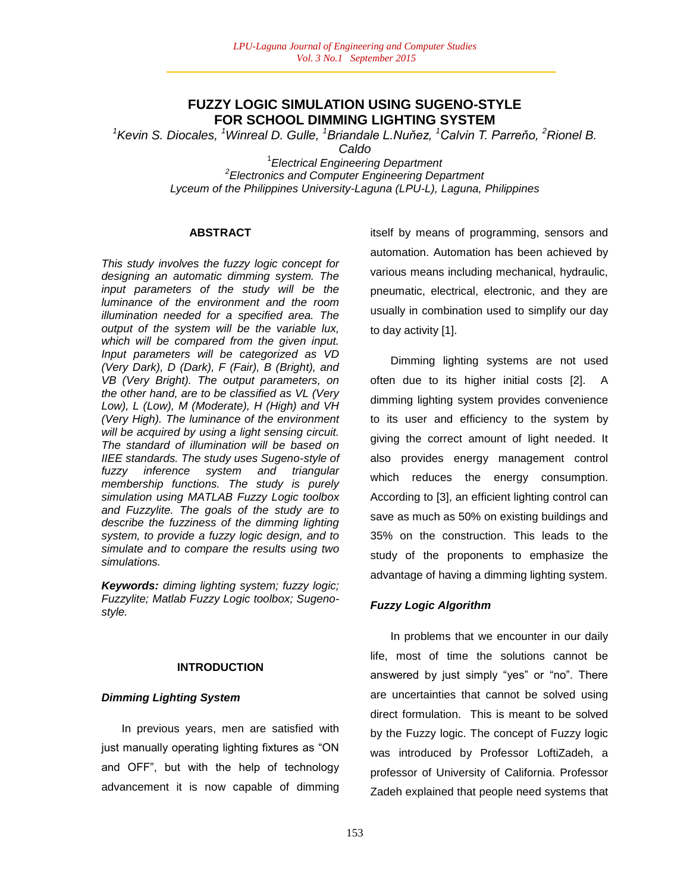# FUZZY LOGIC SIMULATION USING SUGENO-STYLE FOR SCHOOL DIMMING LIGHTING SYSTEM

*[1]Kevin S. Diocales, [1]Winreal D. Gulle, [1]Briandale L.Nuňez, [1]Calvin T. Parreňo, [2]Rionel B. Caldo*

*[1]Electrical Engineering Department*
*[2]Electronics and Computer Engineering Department*
*Lyceum of the Philippines University-Laguna (LPU-L), Laguna, Philippines*

## ABSTRACT

*This study involves the fuzzy logic concept for designing an automatic dimming system. The input parameters of the study will be the luminance of the environment and the room illumination needed for a specified area. The output of the system will be the variable lux, which will be compared from the given input. Input parameters will be categorized as VD (Very Dark), D (Dark), F (Fair), B (Bright), and VB (Very Bright). The output parameters, on the other hand, are to be classified as VL (Very Low), L (Low), M (Moderate), H (High) and VH (Very High). The luminance of the environment will be acquired by using a light sensing circuit. The standard of illumination will be based on IIEE standards. The study uses Sugeno-style of fuzzy inference system and triangular membership functions. The study is purely simulation using MATLAB Fuzzy Logic toolbox and Fuzzylite. The goals of the study are to describe the fuzziness of the dimming lighting system, to provide a fuzzy logic design, and to simulate and to compare the results using two simulations.*

***Keywords:*** *diming lighting system; fuzzy logic; Fuzzylite; Matlab Fuzzy Logic toolbox; Sugeno-style.*

## INTRODUCTION

### *Dimming Lighting System*

In previous years, men are satisfied with just manually operating lighting fixtures as "ON and OFF", but with the help of technology advancement it is now capable of dimming itself by means of programming, sensors and automation. Automation has been achieved by various means including mechanical, hydraulic, pneumatic, electrical, electronic, and they are usually in combination used to simplify our day to day activity [1].

Dimming lighting systems are not used often due to its higher initial costs [2]. A dimming lighting system provides convenience to its user and efficiency to the system by giving the correct amount of light needed. It also provides energy management control which reduces the energy consumption. According to [3], an efficient lighting control can save as much as 50% on existing buildings and 35% on the construction. This leads to the study of the proponents to emphasize the advantage of having a dimming lighting system.

### *Fuzzy Logic Algorithm*

In problems that we encounter in our daily life, most of time the solutions cannot be answered by just simply "yes" or "no". There are uncertainties that cannot be solved using direct formulation. This is meant to be solved by the Fuzzy logic. The concept of Fuzzy logic was introduced by Professor LoftiZadeh, a professor of University of California. Professor Zadeh explained that people need systems that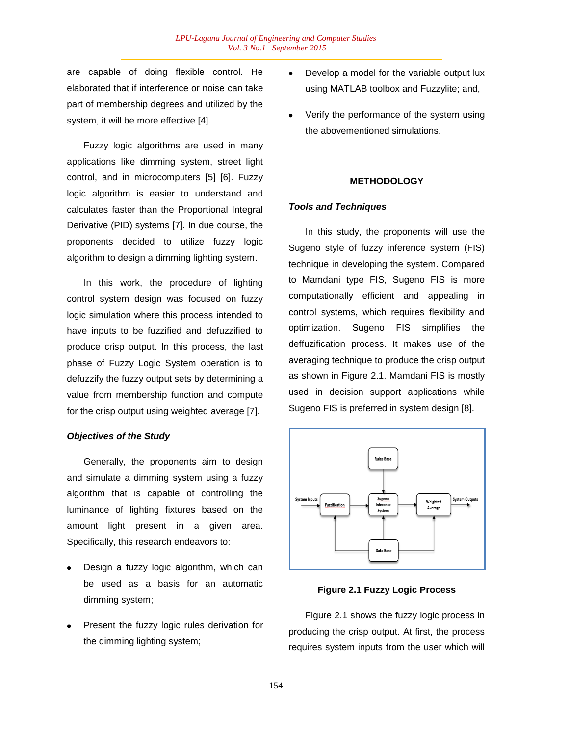are capable of doing flexible control. He elaborated that if interference or noise can take part of membership degrees and utilized by the system, it will be more effective [4].

Fuzzy logic algorithms are used in many applications like dimming system, street light control, and in microcomputers [5] [6]. Fuzzy logic algorithm is easier to understand and calculates faster than the Proportional Integral Derivative (PID) systems [7]. In due course, the proponents decided to utilize fuzzy logic algorithm to design a dimming lighting system.

In this work, the procedure of lighting control system design was focused on fuzzy logic simulation where this process intended to have inputs to be fuzzified and defuzzified to produce crisp output. In this process, the last phase of Fuzzy Logic System operation is to defuzzify the fuzzy output sets by determining a value from membership function and compute for the crisp output using weighted average [7].

### *Objectives of the Study*

Generally, the proponents aim to design and simulate a dimming system using a fuzzy algorithm that is capable of controlling the luminance of lighting fixtures based on the amount light present in a given area. Specifically, this research endeavors to:

- Design a fuzzy logic algorithm, which can be used as a basis for an automatic dimming system;
- Present the fuzzy logic rules derivation for the dimming lighting system;
- Develop a model for the variable output lux using MATLAB toolbox and Fuzzylite; and,
- Verify the performance of the system using the abovementioned simulations.

## METHODOLOGY

### *Tools and Techniques*

In this study, the proponents will use the Sugeno style of fuzzy inference system (FIS) technique in developing the system. Compared to Mamdani type FIS, Sugeno FIS is more computationally efficient and appealing in control systems, which requires flexibility and optimization. Sugeno FIS simplifies the deffuzification process. It makes use of the averaging technique to produce the crisp output as shown in Figure 2.1. Mamdani FIS is mostly used in decision support applications while Sugeno FIS is preferred in system design [8].

System Inputs → Fuzzification → Sugeno Inference System → Weighted Average → System Outputs; Rules Base → Sugeno Inference System; Data Base → Fuzzification, Sugeno Inference System, Weighted Average

**Figure 2.1 Fuzzy Logic Process**

Figure 2.1 shows the fuzzy logic process in producing the crisp output. At first, the process requires system inputs from the user which will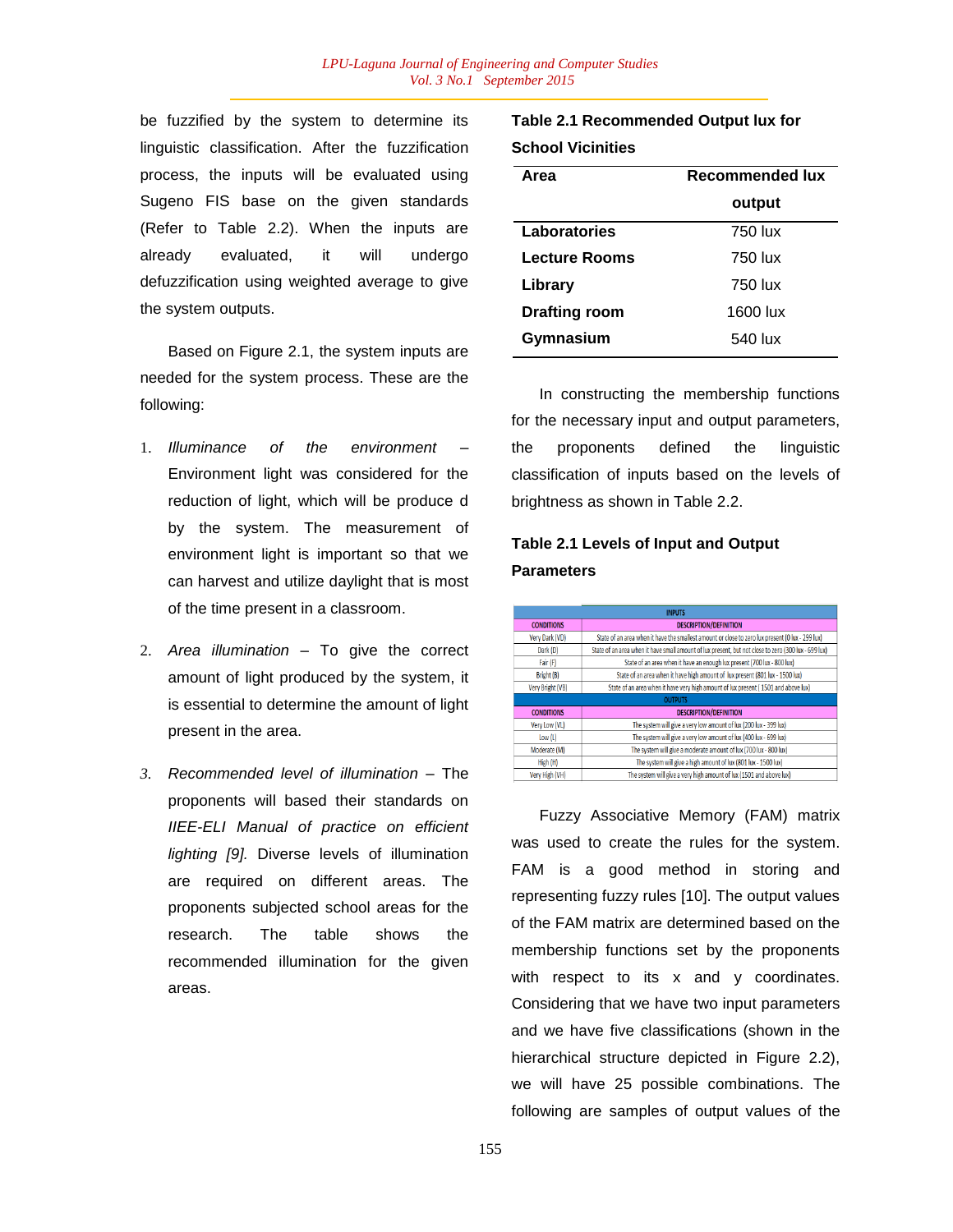be fuzzified by the system to determine its linguistic classification. After the fuzzification process, the inputs will be evaluated using Sugeno FIS base on the given standards (Refer to Table 2.2). When the inputs are already evaluated, it will undergo defuzzification using weighted average to give the system outputs.

Based on Figure 2.1, the system inputs are needed for the system process. These are the following:

1. *Illuminance of the environment* – Environment light was considered for the reduction of light, which will be produce d by the system. The measurement of environment light is important so that we can harvest and utilize daylight that is most of the time present in a classroom.
2. *Area illumination* – To give the correct amount of light produced by the system, it is essential to determine the amount of light present in the area.
3. *Recommended level of illumination* – The proponents will based their standards on *IIEE-ELI Manual of practice on efficient lighting [9].* Diverse levels of illumination are required on different areas. The proponents subjected school areas for the research. The table shows the recommended illumination for the given areas.

**Table 2.1 Recommended Output lux for School Vicinities**

| Area | Recommended lux output |
|---|---|
| **Laboratories** | 750 lux |
| **Lecture Rooms** | 750 lux |
| **Library** | 750 lux |
| **Drafting room** | 1600 lux |
| **Gymnasium** | 540 lux |

In constructing the membership functions for the necessary input and output parameters, the proponents defined the linguistic classification of inputs based on the levels of brightness as shown in Table 2.2.

**Table 2.1 Levels of Input and Output Parameters**

| CONDITIONS | DESCRIPTION/DEFINITION |
|---|---|
| **INPUTS** | |
| Very Dark (VD) | State of an area when it have the smallest amount or close to zero lux present (0 lux - 299 lux) |
| Dark (D) | State of an area when it have small amount of lux present, but not close to zero (300 lux - 699 lux) |
| Fair (F) | State of an area when it have an enough lux present (700 lux - 800 lux) |
| Bright (B) | State of an area when it have high amount of lux present (801 lux - 1500 lux) |
| Very Bright (VB) | State of an area when it have very high amount of lux present ( 1501 and above lux) |
| **OUTPUTS** | |
| Very Low (VL) | The system will give a very low amount of lux (200 lux - 399 lux) |
| Low (L) | The system will give a very low amount of lux (400 lux - 699 lux) |
| Moderate (M) | The system will give a moderate amount of lux (700 lux - 800 lux) |
| High (H) | The system will give a high amount of lux (801 lux - 1500 lux) |
| Very High (VH) | The system will give a very high amount of lux (1501 and above lux) |

Fuzzy Associative Memory (FAM) matrix was used to create the rules for the system. FAM is a good method in storing and representing fuzzy rules [10]. The output values of the FAM matrix are determined based on the membership functions set by the proponents with respect to its x and y coordinates. Considering that we have two input parameters and we have five classifications (shown in the hierarchical structure depicted in Figure 2.2), we will have 25 possible combinations. The following are samples of output values of the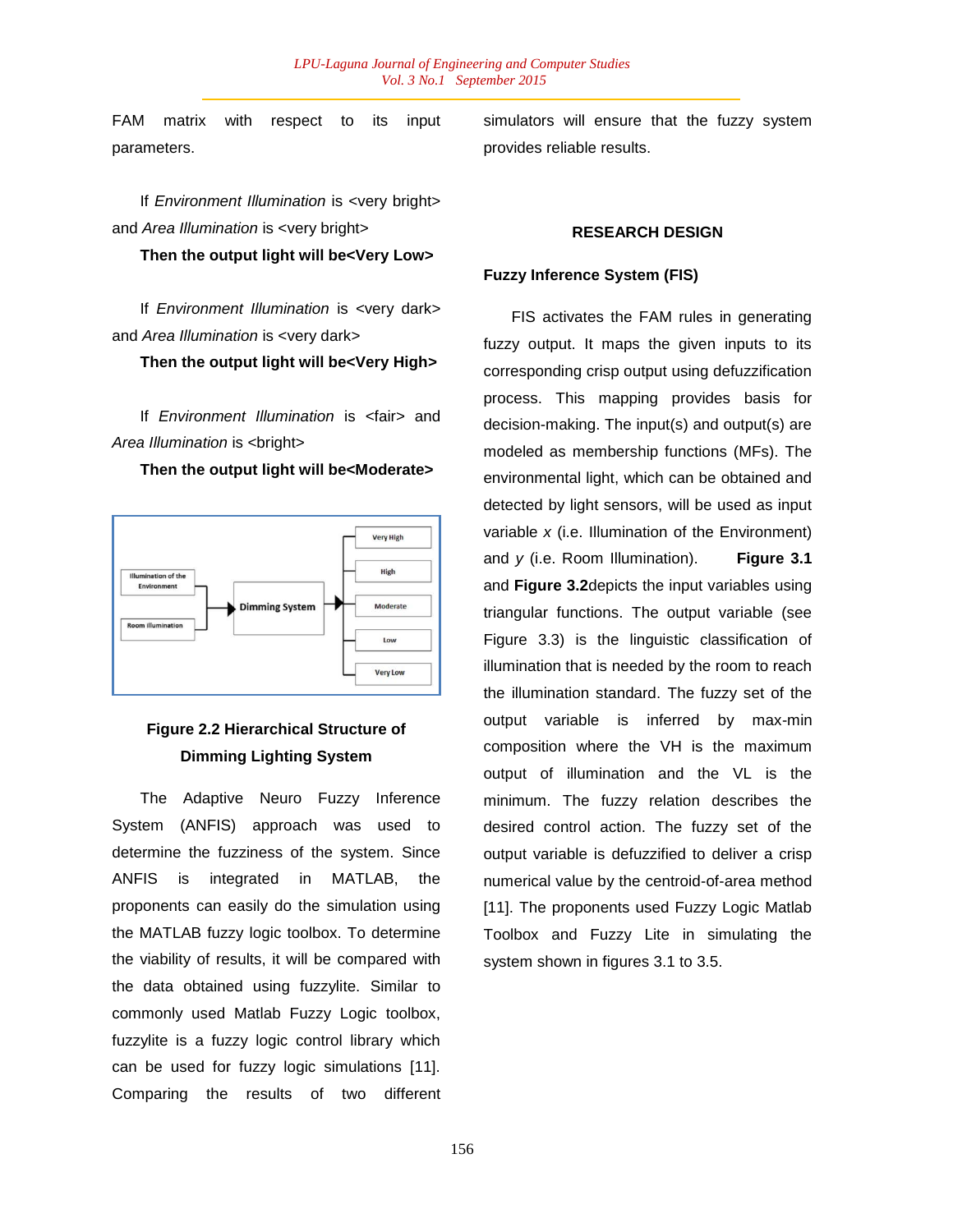FAM matrix with respect to its input parameters.

If *Environment Illumination* is <very bright> and *Area Illumination* is <very bright>

**Then the output light will be<Very Low>**

If *Environment Illumination* is <very dark> and *Area Illumination* is <very dark>

**Then the output light will be<Very High>**

If *Environment Illumination* is <fair> and *Area Illumination* is <bright>

**Then the output light will be<Moderate>**

**Figure 2.2 Hierarchical Structure of Dimming Lighting System**

The Adaptive Neuro Fuzzy Inference System (ANFIS) approach was used to determine the fuzziness of the system. Since ANFIS is integrated in MATLAB, the proponents can easily do the simulation using the MATLAB fuzzy logic toolbox. To determine the viability of results, it will be compared with the data obtained using fuzzylite. Similar to commonly used Matlab Fuzzy Logic toolbox, fuzzylite is a fuzzy logic control library which can be used for fuzzy logic simulations [11]. Comparing the results of two different simulators will ensure that the fuzzy system provides reliable results.

## RESEARCH DESIGN

### Fuzzy Inference System (FIS)

FIS activates the FAM rules in generating fuzzy output. It maps the given inputs to its corresponding crisp output using defuzzification process. This mapping provides basis for decision-making. The input(s) and output(s) are modeled as membership functions (MFs). The environmental light, which can be obtained and detected by light sensors, will be used as input variable *x* (i.e. Illumination of the Environment) and *y* (i.e. Room Illumination). **Figure 3.1** and **Figure 3.2**depicts the input variables using triangular functions. The output variable (see Figure 3.3) is the linguistic classification of illumination that is needed by the room to reach the illumination standard. The fuzzy set of the output variable is inferred by max-min composition where the VH is the maximum output of illumination and the VL is the minimum. The fuzzy relation describes the desired control action. The fuzzy set of the output variable is defuzzified to deliver a crisp numerical value by the centroid-of-area method [11]. The proponents used Fuzzy Logic Matlab Toolbox and Fuzzy Lite in simulating the system shown in figures 3.1 to 3.5.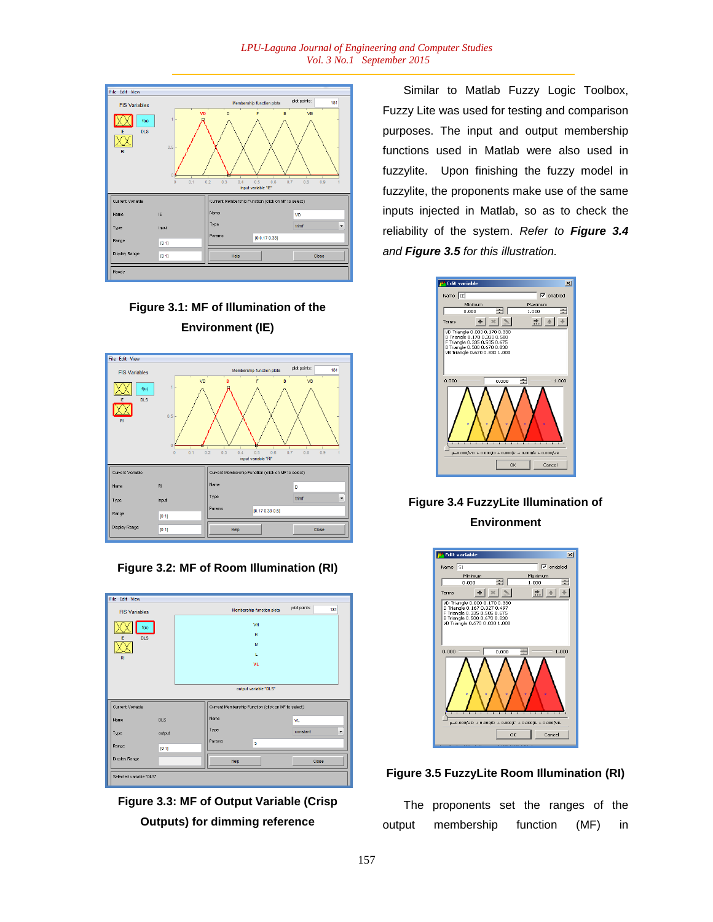**Figure 3.1: MF of Illumination of the Environment (IE)**

**Figure 3.2: MF of Room Illumination (RI)**

**Figure 3.3: MF of Output Variable (Crisp Outputs) for dimming reference**

Similar to Matlab Fuzzy Logic Toolbox, Fuzzy Lite was used for testing and comparison purposes. The input and output membership functions used in Matlab were also used in fuzzylite. Upon finishing the fuzzy model in fuzzylite, the proponents make use of the same inputs injected in Matlab, so as to check the reliability of the system. *Refer to **Figure 3.4** and **Figure 3.5** for this illustration.*

**Figure 3.4 FuzzyLite Illumination of Environment**

**Figure 3.5 FuzzyLite Room Illumination (RI)**

The proponents set the ranges of the output membership function (MF) in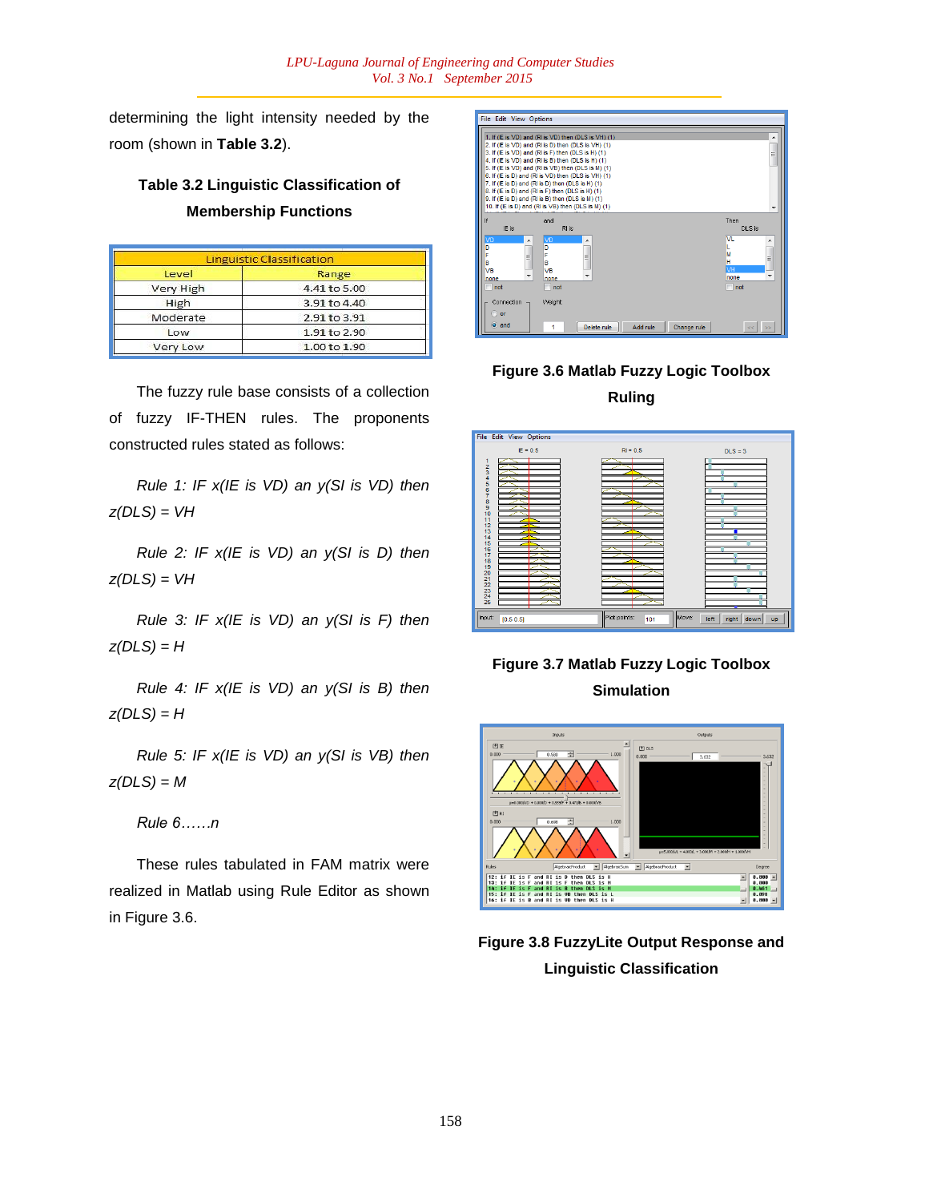determining the light intensity needed by the room (shown in **Table 3.2**).

**Table 3.2 Linguistic Classification of Membership Functions**

| Linguistic Classification | |
|---|---|
| Level | Range |
| Very High | 4.41 to 5.00 |
| High | 3.91 to 4.40 |
| Moderate | 2.91 to 3.91 |
| Low | 1.91 to 2.90 |
| Very Low | 1.00 to 1.90 |

The fuzzy rule base consists of a collection of fuzzy IF-THEN rules. The proponents constructed rules stated as follows:

*Rule 1: IF x(IE is VD) an y(SI is VD) then z(DLS) = VH*

*Rule 2: IF x(IE is VD) an y(SI is D) then z(DLS) = VH*

*Rule 3: IF x(IE is VD) an y(SI is F) then z(DLS) = H*

*Rule 4: IF x(IE is VD) an y(SI is B) then z(DLS) = H*

*Rule 5: IF x(IE is VD) an y(SI is VB) then z(DLS) = M*

*Rule 6……n*

These rules tabulated in FAM matrix were realized in Matlab using Rule Editor as shown in Figure 3.6.

**Figure 3.6 Matlab Fuzzy Logic Toolbox Ruling**

**Figure 3.7 Matlab Fuzzy Logic Toolbox Simulation**

**Figure 3.8 FuzzyLite Output Response and Linguistic Classification**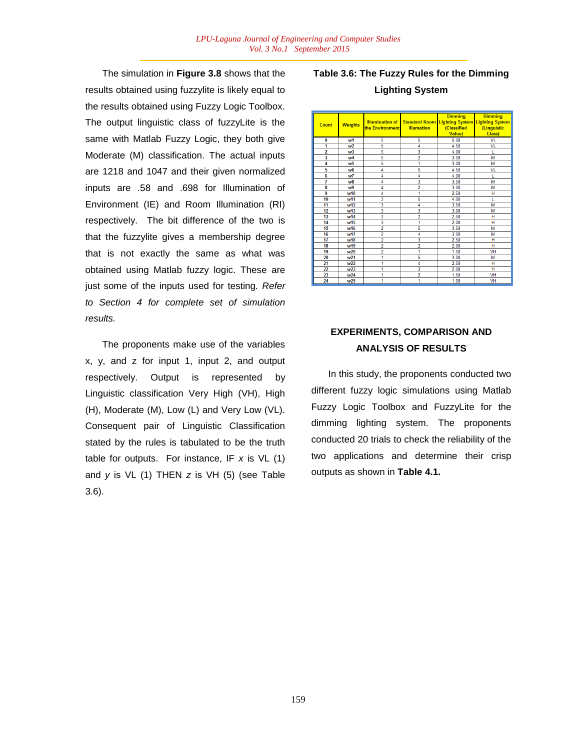The simulation in **Figure 3.8** shows that the results obtained using fuzzylite is likely equal to the results obtained using Fuzzy Logic Toolbox. The output linguistic class of fuzzyLite is the same with Matlab Fuzzy Logic, they both give Moderate (M) classification. The actual inputs are 1218 and 1047 and their given normalized inputs are .58 and .698 for Illumination of Environment (IE) and Room Illumination (RI) respectively. The bit difference of the two is that the fuzzylite gives a membership degree that is not exactly the same as what was obtained using Matlab fuzzy logic. These are just some of the inputs used for testing. *Refer to Section 4 for complete set of simulation results.*

The proponents make use of the variables x, y, and z for input 1, input 2, and output respectively. Output is represented by Linguistic classification Very High (VH), High (H), Moderate (M), Low (L) and Very Low (VL). Consequent pair of Linguistic Classification stated by the rules is tabulated to be the truth table for outputs. For instance, IF *x* is VL (1) and *y* is VL (1) THEN *z* is VH (5) (see Table 3.6).

**Table 3.6: The Fuzzy Rules for the Dimming Lighting System**

| Count | Weights | Illumination of the Environment | Standard Room Illumation | Dimming Lighting System (Classified Value) | Dimming Lighting System (Linguistic Class) |
|---|---|---|---|---|---|
| 0 | w1 | 5 | 5 | 5.00 | VL |
| 1 | w2 | 5 | 4 | 4.50 | VL |
| 2 | w3 | 5 | 3 | 4.00 | L |
| 3 | w4 | 5 | 2 | 3.50 | M |
| 4 | w5 | 5 | 1 | 3.00 | M |
| 5 | w6 | 4 | 5 | 4.50 | VL |
| 6 | w7 | 4 | 4 | 4.00 | L |
| 7 | w8 | 4 | 3 | 3.50 | M |
| 8 | w9 | 4 | 2 | 3.00 | M |
| 9 | w10 | 4 | 1 | 2.50 | H |
| 10 | w11 | 3 | 5 | 4.00 | L |
| 11 | w12 | 3 | 4 | 3.50 | M |
| 12 | w13 | 3 | 3 | 3.00 | M |
| 13 | w14 | 3 | 2 | 2.50 | H |
| 14 | w15 | 3 | 1 | 2.00 | H |
| 15 | w16 | 2 | 5 | 3.50 | M |
| 16 | w17 | 2 | 4 | 3.00 | M |
| 17 | w18 | 2 | 3 | 2.50 | H |
| 18 | w19 | 2 | 2 | 2.00 | H |
| 19 | w20 | 2 | 1 | 1.50 | VH |
| 20 | w21 | 1 | 5 | 3.00 | M |
| 21 | w22 | 1 | 4 | 2.50 | H |
| 22 | w23 | 1 | 3 | 2.00 | H |
| 23 | w24 | 1 | 2 | 1.50 | VH |
| 24 | w25 | 1 | 1 | 1.00 | VH |

## EXPERIMENTS, COMPARISON AND ANALYSIS OF RESULTS

In this study, the proponents conducted two different fuzzy logic simulations using Matlab Fuzzy Logic Toolbox and FuzzyLite for the dimming lighting system. The proponents conducted 20 trials to check the reliability of the two applications and determine their crisp outputs as shown in **Table 4.1.**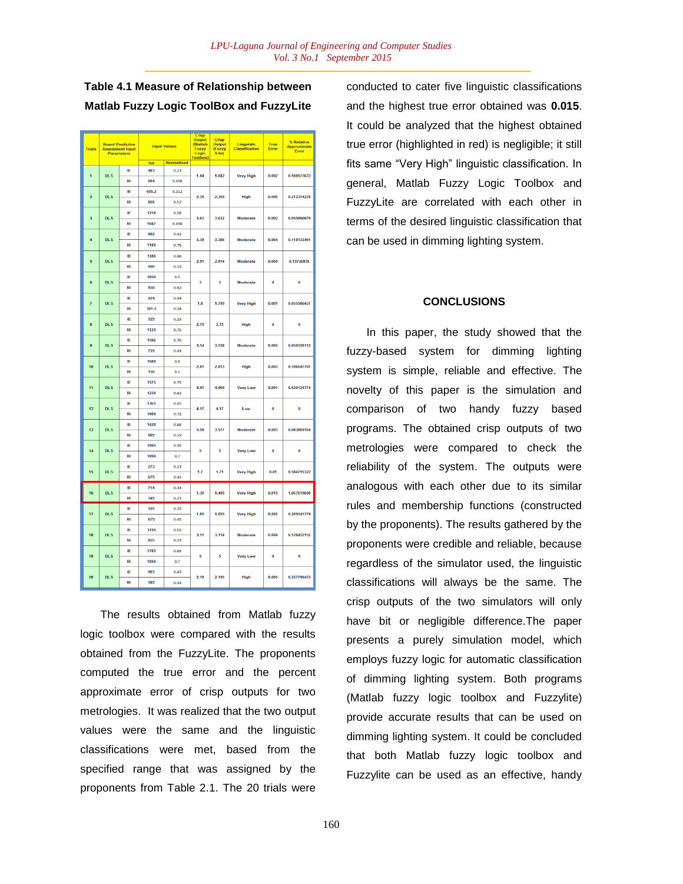**Table 4.1 Measure of Relationship between Matlab Fuzzy Logic ToolBox and FuzzyLite**

| Trials | Board Predictive Assessment Input Parameters | | Input Values | | Crisp Output (Matlab Fuzzy Logic Toolbox) | Crisp Output (Fuzzy Lite) | Linguistic Classification | True Error | % Relative Approximate Error |
|---|---|---|---|---|---|---|---|---|---|
| | | | lux | Normalized | | | | | |
| 1 | DLS | IE | 483 | 0.23 | 1.84 | 1.842 | Very High | 0.002 | 0.108577633 |
| | | RI | 684 | 0.456 | | | | | |
| 2 | DLS | IE | 655.2 | 0.312 | 2.35 | 2.355 | High | 0.005 | 0.212314225 |
| | | RI | 855 | 0.57 | | | | | |
| 3 | DLS | IE | 1218 | 0.58 | 3.63 | 3.632 | Moderate | 0.002 | 0.055066079 |
| | | RI | 1047 | 0.698 | | | | | |
| 4 | DLS | IE | 882 | 0.42 | 3.39 | 3.386 | Moderate | 0.004 | 0.118133491 |
| | | RI | 1185 | 0.79 | | | | | |
| 5 | DLS | IE | 1386 | 0.66 | 2.91 | 2.914 | Moderate | 0.004 | 0.13726836 |
| | | RI | 990 | 0.33 | | | | | |
| 6 | DLS | IE | 1050 | 0.5 | 3 | 3 | Moderate | 0 | 0 |
| | | RI | 930 | 0.62 | | | | | |
| 7 | DLS | IE | 924 | 0.44 | 1.8 | 1.799 | Very High | 0.001 | 0.055586437 |
| | | RI | 361.5 | 0.24 | | | | | |
| 8 | DLS | IE | 525 | 0.25 | 2.75 | 2.75 | High | 0 | 0 |
| | | RI | 1125 | 0.75 | | | | | |
| 9 | DLS | IE | 1596 | 0.76 | 3.54 | 3.538 | Moderate | 0.002 | 0.056529112 |
| | | RI | 735 | 0.49 | | | | | |
| 10 | DLS | IE | 1680 | 0.8 | 2.81 | 2.813 | High | 0.003 | 0.106647707 |
| | | RI | 150 | 0.1 | | | | | |
| 11 | DLS | IE | 1575 | 0.75 | 4.97 | 4.969 | Very Low | 0.001 | 0.020124774 |
| | | RI | 1230 | 0.82 | | | | | |
| 12 | DLS | IE | 1365 | 0.65 | 4.17 | 4.17 | Low | 0 | 0 |
| | | RI | 1080 | 0.72 | | | | | |
| 13 | DLS | IE | 1428 | 0.68 | 3.58 | 3.577 | Moderate | 0.003 | 0.083869164 |
| | | RI | 885 | 0.59 | | | | | |
| 14 | DLS | IE | 1995 | 0.95 | 5 | 5 | Very Low | 0 | 0 |
| | | RI | 1050 | 0.7 | | | | | |
| 15 | DLS | IE | 273 | 0.13 | 1.7 | 1.71 | Very High | 0.01 | 0.584795322 |
| | | RI | 675 | 0.45 | | | | | |
| 16 | DLS | IE | 714 | 0.34 | 1.39 | 1.405 | Very High | 0.015 | 1.067615658 |
| | | RI | 345 | 0.23 | | | | | |
| 17 | DLS | IE | 525 | 0.25 | 1.85 | 1.855 | Very High | 0.005 | 0.269541779 |
| | | RI | 675 | 0.45 | | | | | |
| 18 | DLS | IE | 1155 | 0.55 | 3.11 | 3.114 | Moderate | 0.004 | 0.128452152 |
| | | RI | 855 | 0.57 | | | | | |
| 19 | DLS | IE | 1785 | 0.85 | 5 | 5 | Very Low | 0 | 0 |
| | | RI | 1050 | 0.7 | | | | | |
| 20 | DLS | IE | 903 | 0.43 | 2.19 | 2.195 | High | 0.005 | 0.227790433 |
| | | RI | 585 | 0.39 | | | | | |

The results obtained from Matlab fuzzy logic toolbox were compared with the results obtained from the FuzzyLite. The proponents computed the true error and the percent approximate error of crisp outputs for two metrologies. It was realized that the two output values were the same and the linguistic classifications were met, based from the specified range that was assigned by the proponents from Table 2.1. The 20 trials were conducted to cater five linguistic classifications and the highest true error obtained was **0.015**. It could be analyzed that the highest obtained true error (highlighted in red) is negligible; it still fits same "Very High" linguistic classification. In general, Matlab Fuzzy Logic Toolbox and FuzzyLite are correlated with each other in terms of the desired linguistic classification that can be used in dimming lighting system.

## CONCLUSIONS

In this paper, the study showed that the fuzzy-based system for dimming lighting system is simple, reliable and effective. The novelty of this paper is the simulation and comparison of two handy fuzzy based programs. The obtained crisp outputs of two metrologies were compared to check the reliability of the system. The outputs were analogous with each other due to its similar rules and membership functions (constructed by the proponents). The results gathered by the proponents were credible and reliable, because regardless of the simulator used, the linguistic classifications will always be the same. The crisp outputs of the two simulators will only have bit or negligible difference.The paper presents a purely simulation model, which employs fuzzy logic for automatic classification of dimming lighting system. Both programs (Matlab fuzzy logic toolbox and Fuzzylite) provide accurate results that can be used on dimming lighting system. It could be concluded that both Matlab fuzzy logic toolbox and Fuzzylite can be used as an effective, handy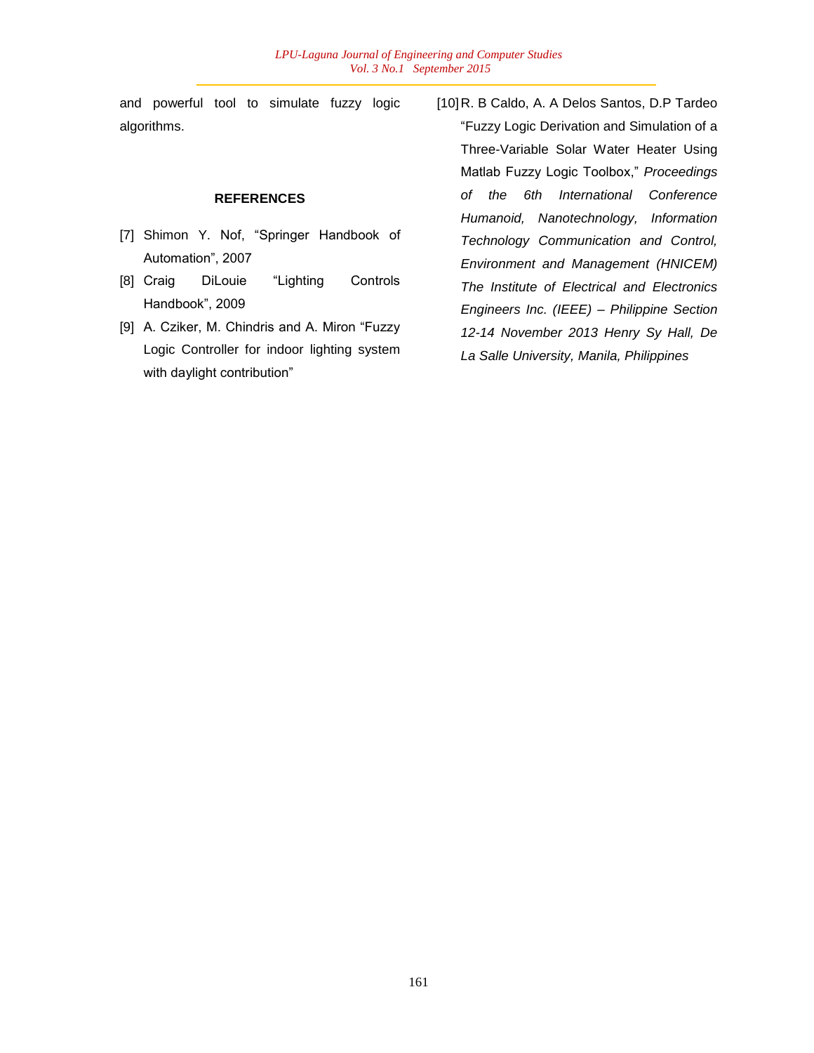and powerful tool to simulate fuzzy logic algorithms.

## REFERENCES

[7] Shimon Y. Nof, "Springer Handbook of Automation", 2007

[8] Craig DiLouie "Lighting Controls Handbook", 2009

[9] A. Cziker, M. Chindris and A. Miron "Fuzzy Logic Controller for indoor lighting system with daylight contribution"

[10] R. B Caldo, A. A Delos Santos, D.P Tardeo "Fuzzy Logic Derivation and Simulation of a Three-Variable Solar Water Heater Using Matlab Fuzzy Logic Toolbox," *Proceedings of the 6th International Conference Humanoid, Nanotechnology, Information Technology Communication and Control, Environment and Management (HNICEM) The Institute of Electrical and Electronics Engineers Inc. (IEEE) – Philippine Section 12-14 November 2013 Henry Sy Hall, De La Salle University, Manila, Philippines*